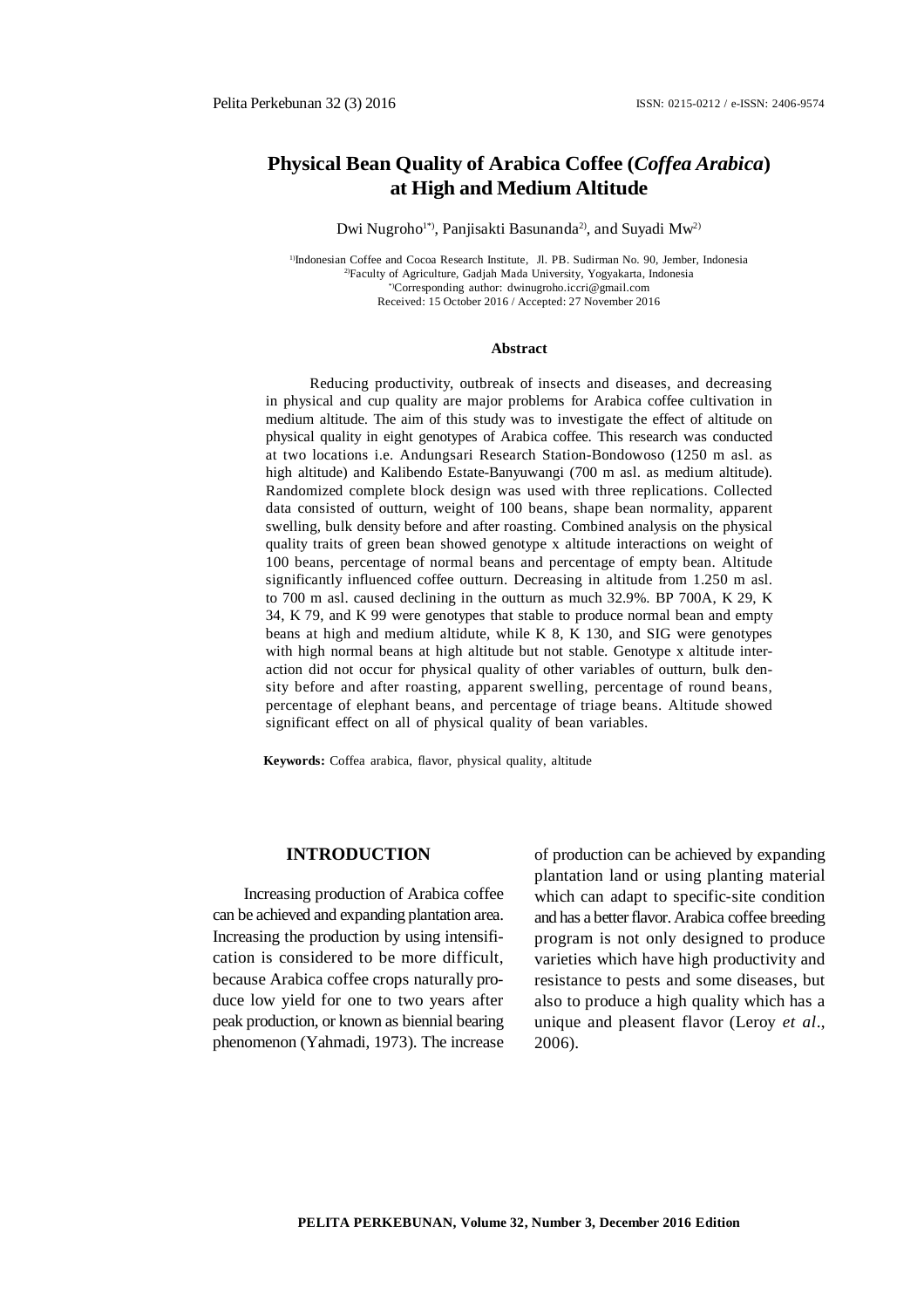# Physical Bean Quality of Arabica Coffee (*Coffea Arabica*) at High and Medium Altitude

Dwi Nugroho[1*)], Panjisakti Basunanda[2)], and Suyadi Mw[2)]

[1)]Indonesian Coffee and Cocoa Research Institute, Jl. PB. Sudirman No. 90, Jember, Indonesia
[2)]Faculty of Agriculture, Gadjah Mada University, Yogyakarta, Indonesia
[*)]Corresponding author: dwinugroho.iccri@gmail.com
Received: 15 October 2016 / Accepted: 27 November 2016

### Abstract

Reducing productivity, outbreak of insects and diseases, and decreasing in physical and cup quality are major problems for Arabica coffee cultivation in medium altitude. The aim of this study was to investigate the effect of altitude on physical quality in eight genotypes of Arabica coffee. This research was conducted at two locations i.e. Andungsari Research Station-Bondowoso (1250 m asl. as high altitude) and Kalibendo Estate-Banyuwangi (700 m asl. as medium altitude). Randomized complete block design was used with three replications. Collected data consisted of outturn, weight of 100 beans, shape bean normality, apparent swelling, bulk density before and after roasting. Combined analysis on the physical quality traits of green bean showed genotype x altitude interactions on weight of 100 beans, percentage of normal beans and percentage of empty bean. Altitude significantly influenced coffee outturn. Decreasing in altitude from 1.250 m asl. to 700 m asl. caused declining in the outturn as much 32.9%. BP 700A, K 29, K 34, K 79, and K 99 were genotypes that stable to produce normal bean and empty beans at high and medium altidute, while K 8, K 130, and SIG were genotypes with high normal beans at high altitude but not stable. Genotype x altitude interaction did not occur for physical quality of other variables of outturn, bulk density before and after roasting, apparent swelling, percentage of round beans, percentage of elephant beans, and percentage of triage beans. Altitude showed significant effect on all of physical quality of bean variables.

**Keywords:** Coffea arabica, flavor, physical quality, altitude

## INTRODUCTION

Increasing production of Arabica coffee can be achieved and expanding plantation area. Increasing the production by using intensification is considered to be more difficult, because Arabica coffee crops naturally produce low yield for one to two years after peak production, or known as biennial bearing phenomenon (Yahmadi, 1973). The increase of production can be achieved by expanding plantation land or using planting material which can adapt to specific-site condition and has a better flavor. Arabica coffee breeding program is not only designed to produce varieties which have high productivity and resistance to pests and some diseases, but also to produce a high quality which has a unique and pleasent flavor (Leroy *et al*., 2006).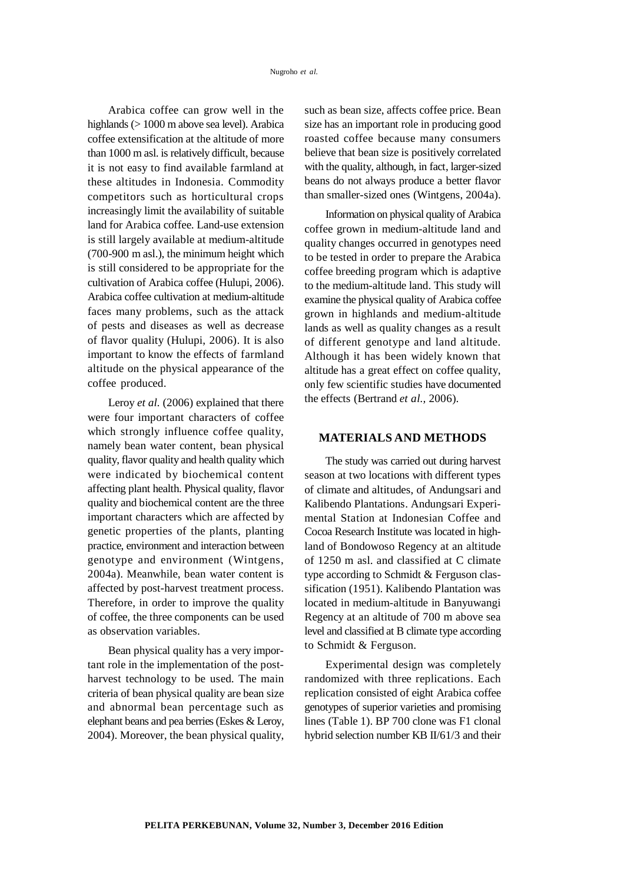Arabica coffee can grow well in the highlands (> 1000 m above sea level). Arabica coffee extensification at the altitude of more than 1000 m asl. is relatively difficult, because it is not easy to find available farmland at these altitudes in Indonesia. Commodity competitors such as horticultural crops increasingly limit the availability of suitable land for Arabica coffee. Land-use extension is still largely available at medium-altitude (700-900 m asl.), the minimum height which is still considered to be appropriate for the cultivation of Arabica coffee (Hulupi, 2006). Arabica coffee cultivation at medium-altitude faces many problems, such as the attack of pests and diseases as well as decrease of flavor quality (Hulupi, 2006). It is also important to know the effects of farmland altitude on the physical appearance of the coffee produced.

Leroy *et al.* (2006) explained that there were four important characters of coffee which strongly influence coffee quality, namely bean water content, bean physical quality, flavor quality and health quality which were indicated by biochemical content affecting plant health. Physical quality, flavor quality and biochemical content are the three important characters which are affected by genetic properties of the plants, planting practice, environment and interaction between genotype and environment (Wintgens, 2004a). Meanwhile, bean water content is affected by post-harvest treatment process. Therefore, in order to improve the quality of coffee, the three components can be used as observation variables.

Bean physical quality has a very important role in the implementation of the post-harvest technology to be used. The main criteria of bean physical quality are bean size and abnormal bean percentage such as elephant beans and pea berries (Eskes & Leroy, 2004). Moreover, the bean physical quality, such as bean size, affects coffee price. Bean size has an important role in producing good roasted coffee because many consumers believe that bean size is positively correlated with the quality, although, in fact, larger-sized beans do not always produce a better flavor than smaller-sized ones (Wintgens, 2004a).

Information on physical quality of Arabica coffee grown in medium-altitude land and quality changes occurred in genotypes need to be tested in order to prepare the Arabica coffee breeding program which is adaptive to the medium-altitude land. This study will examine the physical quality of Arabica coffee grown in highlands and medium-altitude lands as well as quality changes as a result of different genotype and land altitude. Although it has been widely known that altitude has a great effect on coffee quality, only few scientific studies have documented the effects (Bertrand *et al.,* 2006).

## MATERIALS AND METHODS

The study was carried out during harvest season at two locations with different types of climate and altitudes, of Andungsari and Kalibendo Plantations. Andungsari Experimental Station at Indonesian Coffee and Cocoa Research Institute was located in highland of Bondowoso Regency at an altitude of 1250 m asl. and classified at C climate type according to Schmidt & Ferguson classification (1951). Kalibendo Plantation was located in medium-altitude in Banyuwangi Regency at an altitude of 700 m above sea level and classified at B climate type according to Schmidt & Ferguson.

Experimental design was completely randomized with three replications. Each replication consisted of eight Arabica coffee genotypes of superior varieties and promising lines (Table 1). BP 700 clone was F1 clonal hybrid selection number KB II/61/3 and their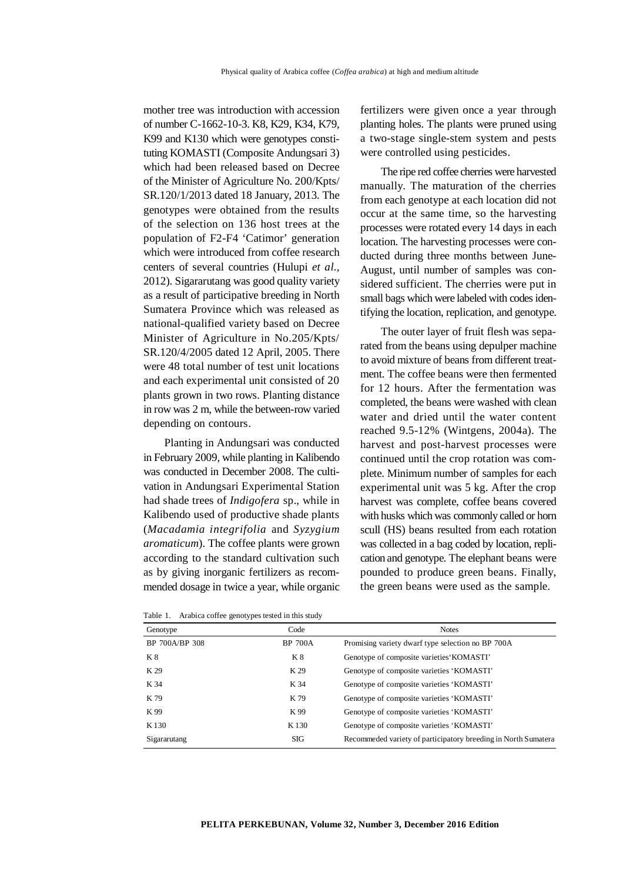mother tree was introduction with accession of number C-1662-10-3. K8, K29, K34, K79, K99 and K130 which were genotypes constituting KOMASTI (Composite Andungsari 3) which had been released based on Decree of the Minister of Agriculture No. 200/Kpts/ SR.120/1/2013 dated 18 January, 2013. The genotypes were obtained from the results of the selection on 136 host trees at the population of F2-F4 'Catimor' generation which were introduced from coffee research centers of several countries (Hulupi *et al.*, 2012). Sigararutang was good quality variety as a result of participative breeding in North Sumatera Province which was released as national-qualified variety based on Decree Minister of Agriculture in No.205/Kpts/ SR.120/4/2005 dated 12 April, 2005. There were 48 total number of test unit locations and each experimental unit consisted of 20 plants grown in two rows. Planting distance in row was 2 m, while the between-row varied depending on contours.

Planting in Andungsari was conducted in February 2009, while planting in Kalibendo was conducted in December 2008. The cultivation in Andungsari Experimental Station had shade trees of *Indigofera* sp., while in Kalibendo used of productive shade plants (*Macadamia integrifolia* and *Syzygium aromaticum*). The coffee plants were grown according to the standard cultivation such as by giving inorganic fertilizers as recommended dosage in twice a year, while organic fertilizers were given once a year through planting holes. The plants were pruned using a two-stage single-stem system and pests were controlled using pesticides.

The ripe red coffee cherries were harvested manually. The maturation of the cherries from each genotype at each location did not occur at the same time, so the harvesting processes were rotated every 14 days in each location. The harvesting processes were conducted during three months between June-August, until number of samples was considered sufficient. The cherries were put in small bags which were labeled with codes identifying the location, replication, and genotype.

The outer layer of fruit flesh was separated from the beans using depulper machine to avoid mixture of beans from different treatment. The coffee beans were then fermented for 12 hours. After the fermentation was completed, the beans were washed with clean water and dried until the water content reached 9.5-12% (Wintgens, 2004a). The harvest and post-harvest processes were continued until the crop rotation was complete. Minimum number of samples for each experimental unit was 5 kg. After the crop harvest was complete, coffee beans covered with husks which was commonly called or horn scull (HS) beans resulted from each rotation was collected in a bag coded by location, replication and genotype. The elephant beans were pounded to produce green beans. Finally, the green beans were used as the sample.

Table 1. Arabica coffee genotypes tested in this study

| Genotype | Code | Notes |
|---|---|---|
| BP 700A/BP 308 | BP 700A | Promising variety dwarf type selection no BP 700A |
| K 8 | K 8 | Genotype of composite varieties'KOMASTI' |
| K 29 | K 29 | Genotype of composite varieties 'KOMASTI' |
| K 34 | K 34 | Genotype of composite varieties 'KOMASTI' |
| K 79 | K 79 | Genotype of composite varieties 'KOMASTI' |
| K 99 | K 99 | Genotype of composite varieties 'KOMASTI' |
| K 130 | K 130 | Genotype of composite varieties 'KOMASTI' |
| Sigararutang | SIG | Recommeded variety of participatory breeding in North Sumatera |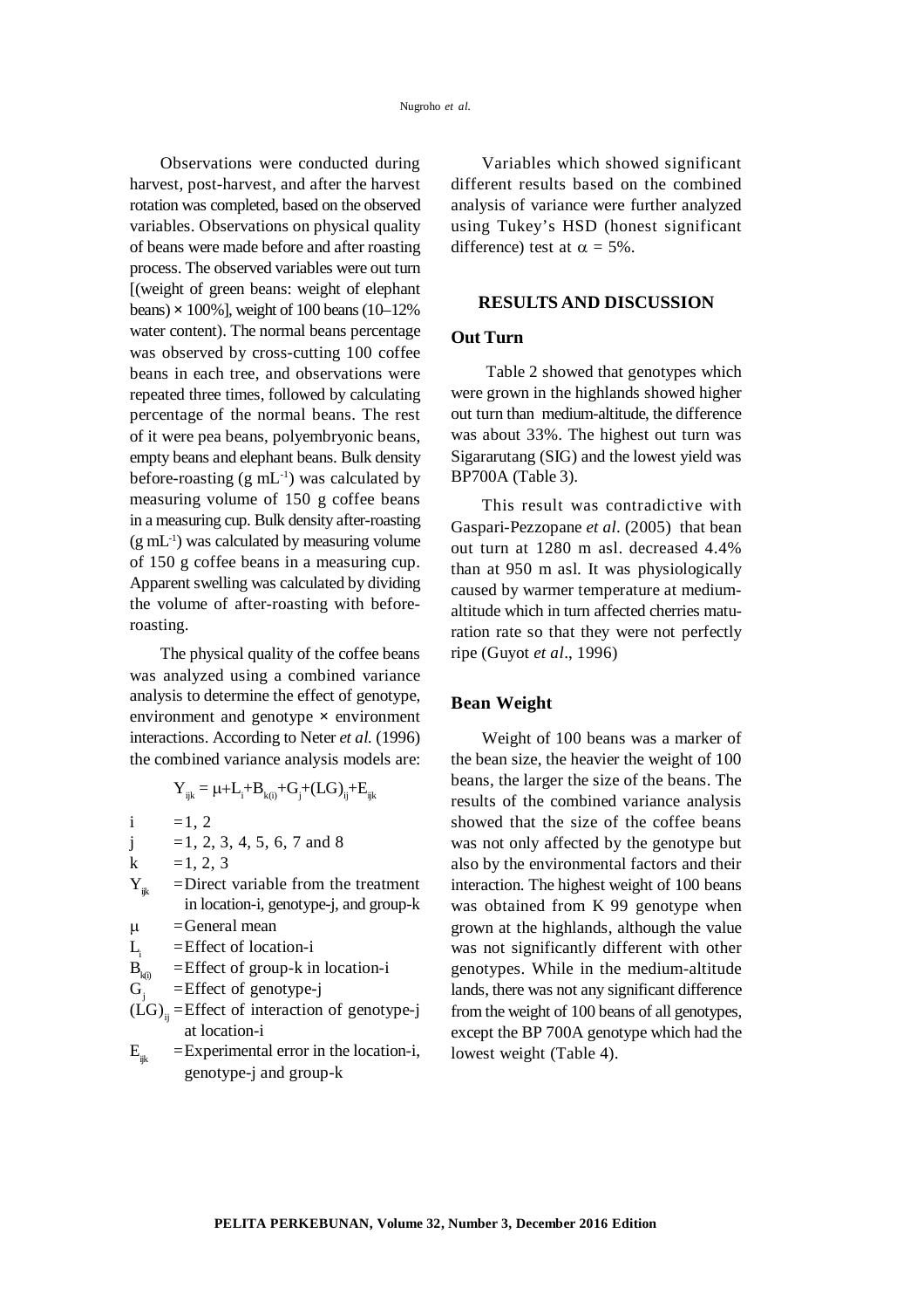Observations were conducted during harvest, post-harvest, and after the harvest rotation was completed, based on the observed variables. Observations on physical quality of beans were made before and after roasting process. The observed variables were out turn [(weight of green beans: weight of elephant beans) × 100%], weight of 100 beans (10–12% water content). The normal beans percentage was observed by cross-cutting 100 coffee beans in each tree, and observations were repeated three times, followed by calculating percentage of the normal beans. The rest of it were pea beans, polyembryonic beans, empty beans and elephant beans. Bulk density before-roasting (g $mL^{-1}$) was calculated by measuring volume of 150 g coffee beans in a measuring cup. Bulk density after-roasting (g $mL^{-1}$) was calculated by measuring volume of 150 g coffee beans in a measuring cup. Apparent swelling was calculated by dividing the volume of after-roasting with before-roasting.

The physical quality of the coffee beans was analyzed using a combined variance analysis to determine the effect of genotype, environment and genotype × environment interactions. According to Neter *et al.* (1996) the combined variance analysis models are:

$$Y_{ijk} = \mu + L_i + B_{k(i)} + G_j + (LG)_{ij} + E_{ijk}$$

- $i$ = 1, 2
- $j$ = 1, 2, 3, 4, 5, 6, 7 and 8
- $k$ = 1, 2, 3
- $Y_{ijk}$ = Direct variable from the treatment in location-i, genotype-j, and group-k
- $\mu$ = General mean
- $L_i$ = Effect of location-i
- $B_{k(i)}$ = Effect of group-k in location-i
- $G_j$ = Effect of genotype-j
- $(LG)_{ij}$ = Effect of interaction of genotype-j at location-i
- $E_{ijk}$ = Experimental error in the location-i, genotype-j and group-k

Variables which showed significant different results based on the combined analysis of variance were further analyzed using Tukey's HSD (honest significant difference) test at $\alpha$ = 5%.

## RESULTS AND DISCUSSION

### Out Turn

Table 2 showed that genotypes which were grown in the highlands showed higher out turn than medium-altitude, the difference was about 33%. The highest out turn was Sigararutang (SIG) and the lowest yield was BP700A (Table 3).

This result was contradictive with Gaspari-Pezzopane *et al*. (2005) that bean out turn at 1280 m asl. decreased 4.4% than at 950 m asl. It was physiologically caused by warmer temperature at medium-altitude which in turn affected cherries maturation rate so that they were not perfectly ripe (Guyot *et al*., 1996)

### Bean Weight

Weight of 100 beans was a marker of the bean size, the heavier the weight of 100 beans, the larger the size of the beans. The results of the combined variance analysis showed that the size of the coffee beans was not only affected by the genotype but also by the environmental factors and their interaction. The highest weight of 100 beans was obtained from K 99 genotype when grown at the highlands, although the value was not significantly different with other genotypes. While in the medium-altitude lands, there was not any significant difference from the weight of 100 beans of all genotypes, except the BP 700A genotype which had the lowest weight (Table 4).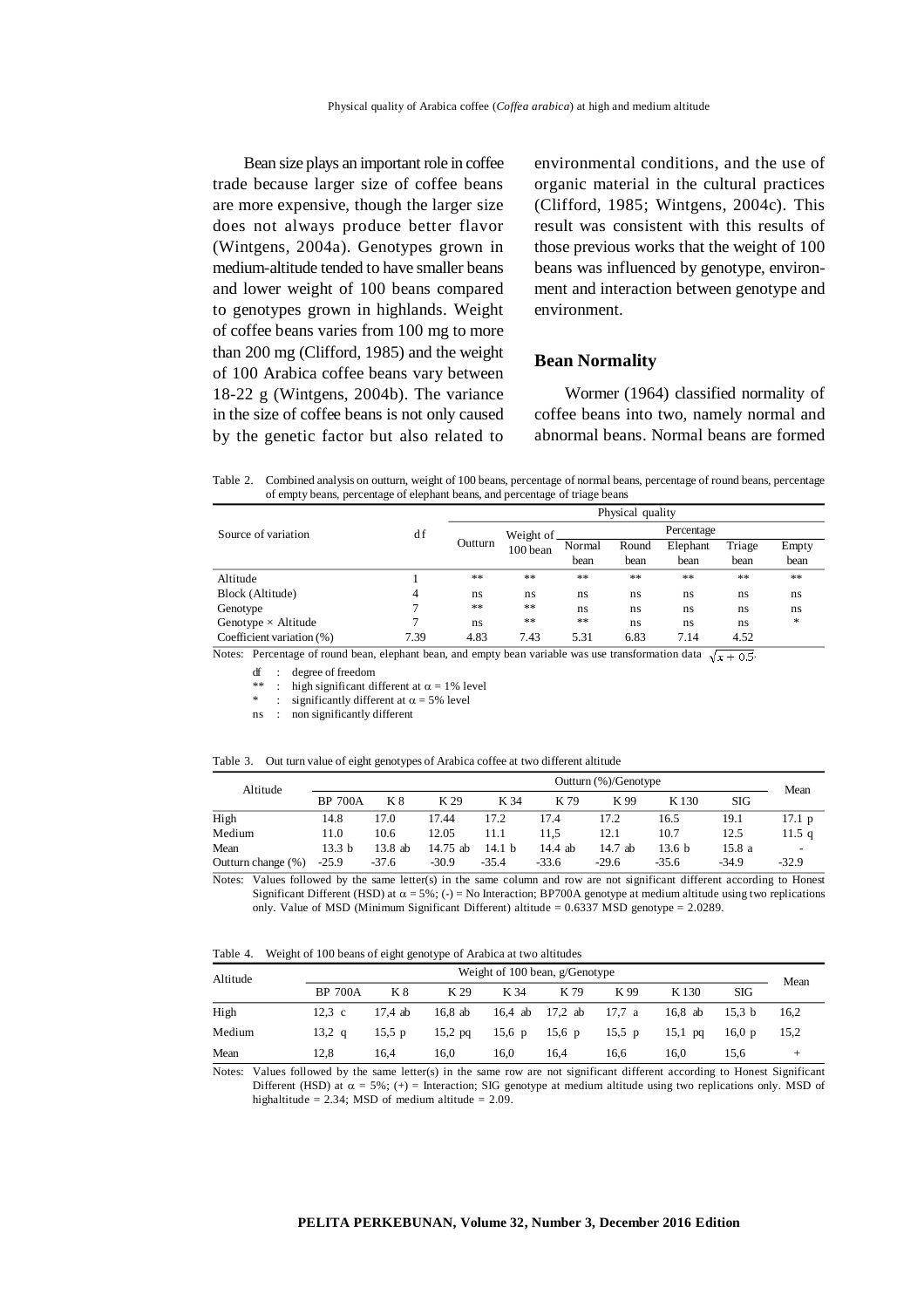Bean size plays an important role in coffee trade because larger size of coffee beans are more expensive, though the larger size does not always produce better flavor (Wintgens, 2004a). Genotypes grown in medium-altitude tended to have smaller beans and lower weight of 100 beans compared to genotypes grown in highlands. Weight of coffee beans varies from 100 mg to more than 200 mg (Clifford, 1985) and the weight of 100 Arabica coffee beans vary between 18-22 g (Wintgens, 2004b). The variance in the size of coffee beans is not only caused by the genetic factor but also related to environmental conditions, and the use of organic material in the cultural practices (Clifford, 1985; Wintgens, 2004c). This result was consistent with this results of those previous works that the weight of 100 beans was influenced by genotype, environment and interaction between genotype and environment.

## Bean Normality

Wormer (1964) classified normality of coffee beans into two, namely normal and abnormal beans. Normal beans are formed

Table 2. Combined analysis on outturn, weight of 100 beans, percentage of normal beans, percentage of round beans, percentage of empty beans, percentage of elephant beans, and percentage of triage beans

| Source of variation | df | Physical quality | | | | | | |
|---|---|---|---|---|---|---|---|---|
| | | Outturn | Weight of 100 bean | Percentage | | | | |
| | | | | Normal bean | Round bean | Elephant bean | Triage bean | Empty bean |
| Altitude | 1 | ** | ** | ** | ** | ** | ** | ** |
| Block (Altitude) | 4 | ns | ns | ns | ns | ns | ns | ns |
| Genotype | 7 | ** | ** | ns | ns | ns | ns | ns |
| Genotype × Altitude | 7 | ns | ** | ** | ns | ns | ns | * |
| Coefficient variation (%) | 7.39 | 4.83 | 7.43 | 5.31 | 6.83 | 7.14 | 4.52 | |

Notes: Percentage of round bean, elephant bean, and empty bean variable was use transformation data $\sqrt{x + 0.5}$.

df : degree of freedom
** : high significant different at $\alpha$ = 1% level
* : significantly different at $\alpha$ = 5% level
ns : non significantly different

Table 3. Out turn value of eight genotypes of Arabica coffee at two different altitude

| Altitude | Outturn (%)/Genotype | | | | | | | | Mean |
|---|---|---|---|---|---|---|---|---|---|
| | BP 700A | K 8 | K 29 | K 34 | K 79 | K 99 | K 130 | SIG | |
| High | 14.8 | 17.0 | 17.44 | 17.2 | 17.4 | 17.2 | 16.5 | 19.1 | 17.1 p |
| Medium | 11.0 | 10.6 | 12.05 | 11.1 | 11,5 | 12.1 | 10.7 | 12.5 | 11.5 q |
| Mean | 13.3 b | 13.8 ab | 14.75 ab | 14.1 b | 14.4 ab | 14.7 ab | 13.6 b | 15.8 a | - |
| Outturn change (%) | -25.9 | -37.6 | -30.9 | -35.4 | -33.6 | -29.6 | -35.6 | -34.9 | -32.9 |

Notes: Values followed by the same letter(s) in the same column and row are not significant different according to Honest Significant Different (HSD) at $\alpha$ = 5%; (-) = No Interaction; BP700A genotype at medium altitude using two replications only. Value of MSD (Minimum Significant Different) altitude = 0.6337 MSD genotype = 2.0289.

Table 4. Weight of 100 beans of eight genotype of Arabica at two altitudes

| Altitude | Weight of 100 bean, g/Genotype | | | | | | | | Mean |
|---|---|---|---|---|---|---|---|---|---|
| | BP 700A | K 8 | K 29 | K 34 | K 79 | K 99 | K 130 | SIG | |
| High | 12,3 c | 17,4 ab | 16,8 ab | 16,4 ab | 17,2 ab | 17,7 a | 16,8 ab | 15,3 b | 16,2 |
| Medium | 13,2 q | 15,5 p | 15,2 pq | 15,6 p | 15,6 p | 15,5 p | 15,1 pq | 16,0 p | 15,2 |
| Mean | 12,8 | 16,4 | 16,0 | 16,0 | 16,4 | 16,6 | 16,0 | 15,6 | + |

Notes: Values followed by the same letter(s) in the same row are not significant different according to Honest Significant Different (HSD) at $\alpha$ = 5%; (+) = Interaction; SIG genotype at medium altitude using two replications only. MSD of highaltitude = 2.34; MSD of medium altitude = 2.09.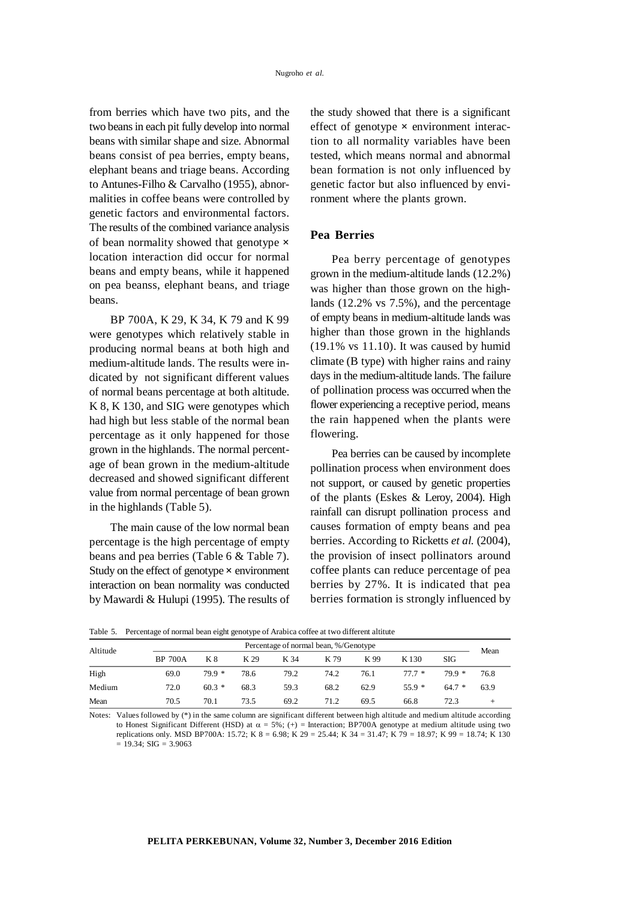from berries which have two pits, and the two beans in each pit fully develop into normal beans with similar shape and size. Abnormal beans consist of pea berries, empty beans, elephant beans and triage beans. According to Antunes-Filho & Carvalho (1955), abnormalities in coffee beans were controlled by genetic factors and environmental factors. The results of the combined variance analysis of bean normality showed that genotype × location interaction did occur for normal beans and empty beans, while it happened on pea beanss, elephant beans, and triage beans.

BP 700A, K 29, K 34, K 79 and K 99 were genotypes which relatively stable in producing normal beans at both high and medium-altitude lands. The results were indicated by not significant different values of normal beans percentage at both altitude. K 8, K 130, and SIG were genotypes which had high but less stable of the normal bean percentage as it only happened for those grown in the highlands. The normal percentage of bean grown in the medium-altitude decreased and showed significant different value from normal percentage of bean grown in the highlands (Table 5).

The main cause of the low normal bean percentage is the high percentage of empty beans and pea berries (Table 6 & Table 7). Study on the effect of genotype × environment interaction on bean normality was conducted by Mawardi & Hulupi (1995). The results of the study showed that there is a significant effect of genotype × environment interaction to all normality variables have been tested, which means normal and abnormal bean formation is not only influenced by genetic factor but also influenced by environment where the plants grown.

## Pea Berries

Pea berry percentage of genotypes grown in the medium-altitude lands (12.2%) was higher than those grown on the highlands (12.2% vs 7.5%), and the percentage of empty beans in medium-altitude lands was higher than those grown in the highlands (19.1% vs 11.10). It was caused by humid climate (B type) with higher rains and rainy days in the medium-altitude lands. The failure of pollination process was occurred when the flower experiencing a receptive period, means the rain happened when the plants were flowering.

Pea berries can be caused by incomplete pollination process when environment does not support, or caused by genetic properties of the plants (Eskes & Leroy, 2004). High rainfall can disrupt pollination process and causes formation of empty beans and pea berries. According to Ricketts *et al.* (2004), the provision of insect pollinators around coffee plants can reduce percentage of pea berries by 27%. It is indicated that pea berries formation is strongly influenced by

Table 5. Percentage of normal bean eight genotype of Arabica coffee at two different altitute

| Altitude | Percentage of normal bean, %/Genotype | | | | | | | | Mean |
|---|---|---|---|---|---|---|---|---|---|
| | BP 700A | K 8 | K 29 | K 34 | K 79 | K 99 | K 130 | SIG | |
| High | 69.0 | 79.9 * | 78.6 | 79.2 | 74.2 | 76.1 | 77.7 * | 79.9 * | 76.8 |
| Medium | 72.0 | 60.3 * | 68.3 | 59.3 | 68.2 | 62.9 | 55.9 * | 64.7 * | 63.9 |
| Mean | 70.5 | 70.1 | 73.5 | 69.2 | 71.2 | 69.5 | 66.8 | 72.3 | + |

Notes: Values followed by (*) in the same column are significant different between high altitude and medium altitude according to Honest Significant Different (HSD) at $\alpha = 5\%$; (+) = Interaction; BP700A genotype at medium altitude using two replications only. MSD BP700A: 15.72; K 8 = 6.98; K 29 = 25.44; K 34 = 31.47; K 79 = 18.97; K 99 = 18.74; K 130 = 19.34; SIG = 3.9063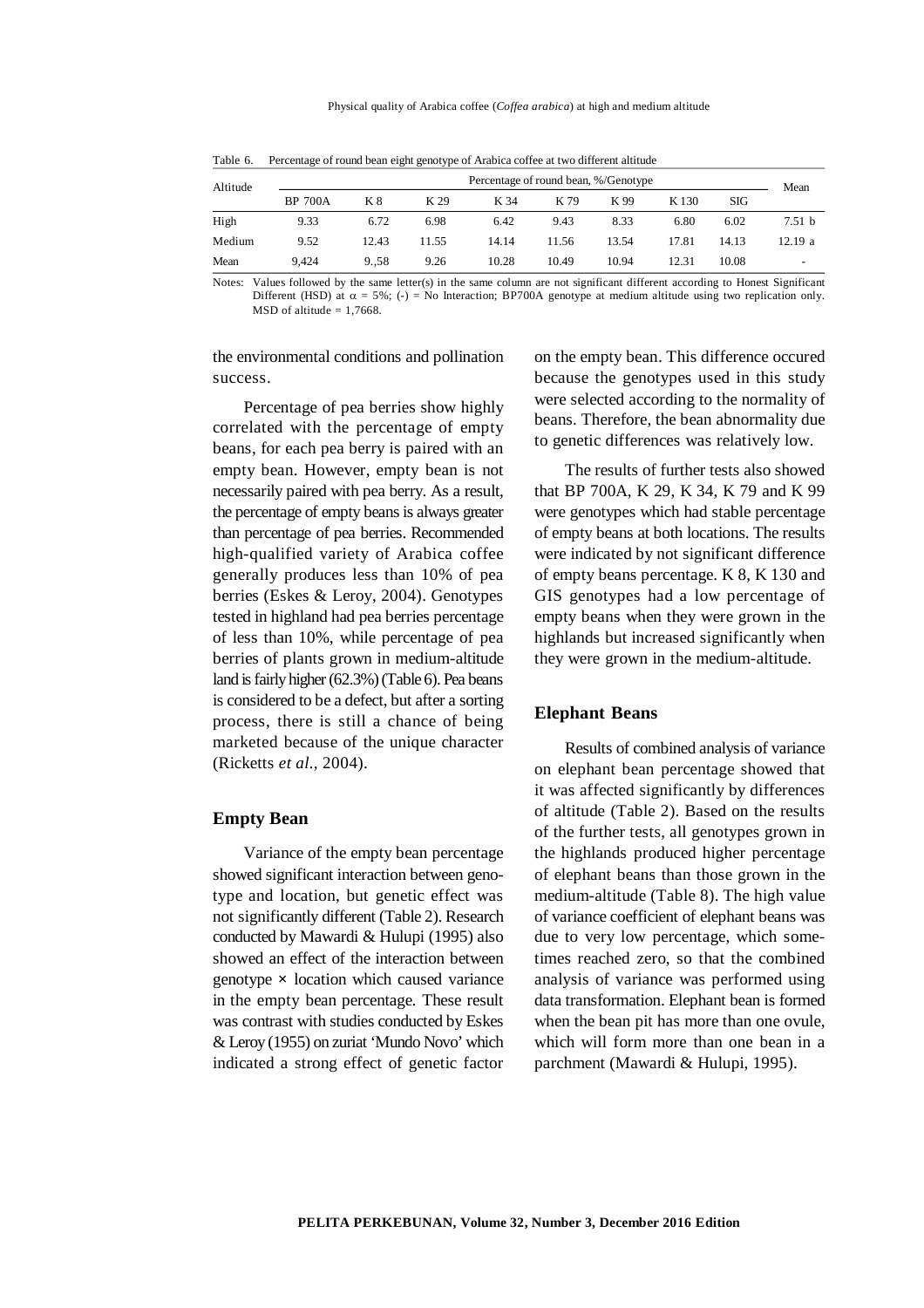Table 6. Percentage of round bean eight genotype of Arabica coffee at two different altitude

| Altitude | Percentage of round bean, %/Genotype | | | | | | | | Mean |
|---|---|---|---|---|---|---|---|---|---|
| | BP 700A | K 8 | K 29 | K 34 | K 79 | K 99 | K 130 | SIG | |
| High | 9.33 | 6.72 | 6.98 | 6.42 | 9.43 | 8.33 | 6.80 | 6.02 | 7.51 b |
| Medium | 9.52 | 12.43 | 11.55 | 14.14 | 11.56 | 13.54 | 17.81 | 14.13 | 12.19 a |
| Mean | 9,424 | 9.,58 | 9.26 | 10.28 | 10.49 | 10.94 | 12.31 | 10.08 | - |

Notes: Values followed by the same letter(s) in the same column are not significant different according to Honest Significant Different (HSD) at $\alpha$ = 5%; (-) = No Interaction; BP700A genotype at medium altitude using two replication only. MSD of altitude = 1,7668.

the environmental conditions and pollination success.

Percentage of pea berries show highly correlated with the percentage of empty beans, for each pea berry is paired with an empty bean. However, empty bean is not necessarily paired with pea berry. As a result, the percentage of empty beans is always greater than percentage of pea berries. Recommended high-qualified variety of Arabica coffee generally produces less than 10% of pea berries (Eskes & Leroy, 2004). Genotypes tested in highland had pea berries percentage of less than 10%, while percentage of pea berries of plants grown in medium-altitude land is fairly higher (62.3%) (Table 6). Pea beans is considered to be a defect, but after a sorting process, there is still a chance of being marketed because of the unique character (Ricketts *et al.,* 2004).

## Empty Bean

Variance of the empty bean percentage showed significant interaction between genotype and location, but genetic effect was not significantly different (Table 2). Research conducted by Mawardi & Hulupi (1995) also showed an effect of the interaction between genotype × location which caused variance in the empty bean percentage. These result was contrast with studies conducted by Eskes & Leroy (1955) on zuriat 'Mundo Novo' which indicated a strong effect of genetic factor on the empty bean. This difference occured because the genotypes used in this study were selected according to the normality of beans. Therefore, the bean abnormality due to genetic differences was relatively low.

The results of further tests also showed that BP 700A, K 29, K 34, K 79 and K 99 were genotypes which had stable percentage of empty beans at both locations. The results were indicated by not significant difference of empty beans percentage. K 8, K 130 and GIS genotypes had a low percentage of empty beans when they were grown in the highlands but increased significantly when they were grown in the medium-altitude.

## Elephant Beans

Results of combined analysis of variance on elephant bean percentage showed that it was affected significantly by differences of altitude (Table 2). Based on the results of the further tests, all genotypes grown in the highlands produced higher percentage of elephant beans than those grown in the medium-altitude (Table 8). The high value of variance coefficient of elephant beans was due to very low percentage, which sometimes reached zero, so that the combined analysis of variance was performed using data transformation. Elephant bean is formed when the bean pit has more than one ovule, which will form more than one bean in a parchment (Mawardi & Hulupi, 1995).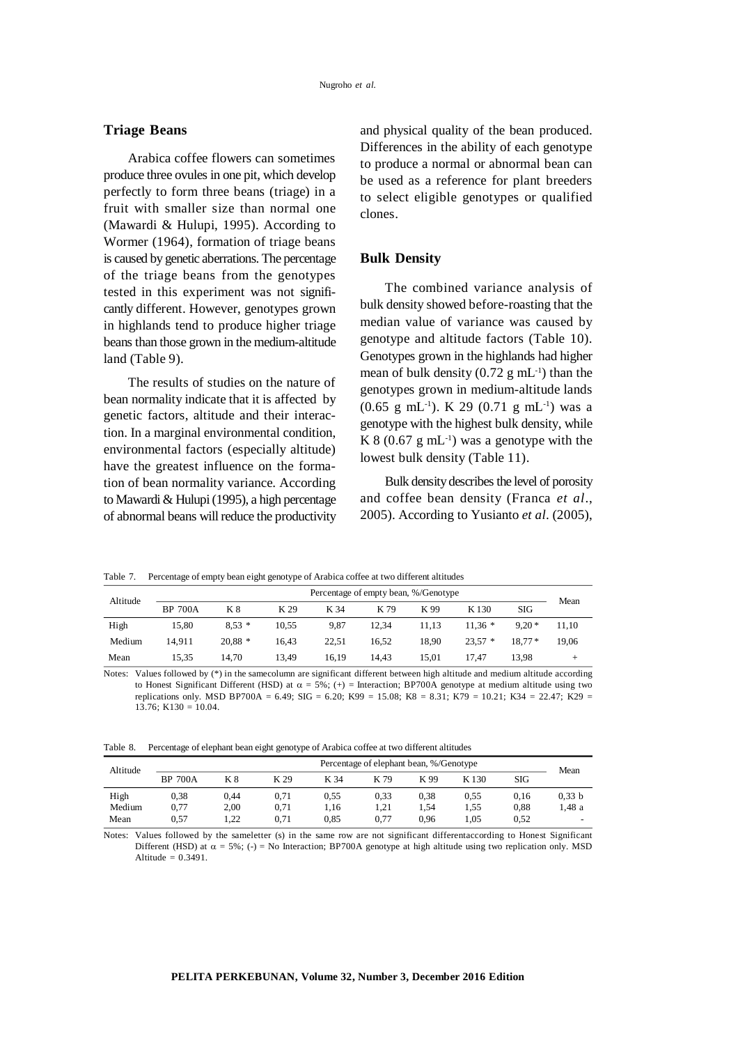## Triage Beans

Arabica coffee flowers can sometimes produce three ovules in one pit, which develop perfectly to form three beans (triage) in a fruit with smaller size than normal one (Mawardi & Hulupi, 1995). According to Wormer (1964), formation of triage beans is caused by genetic aberrations. The percentage of the triage beans from the genotypes tested in this experiment was not significantly different. However, genotypes grown in highlands tend to produce higher triage beans than those grown in the medium-altitude land (Table 9).

The results of studies on the nature of bean normality indicate that it is affected by genetic factors, altitude and their interaction. In a marginal environmental condition, environmental factors (especially altitude) have the greatest influence on the formation of bean normality variance. According to Mawardi & Hulupi (1995), a high percentage of abnormal beans will reduce the productivity and physical quality of the bean produced. Differences in the ability of each genotype to produce a normal or abnormal bean can be used as a reference for plant breeders to select eligible genotypes or qualified clones.

## Bulk Density

The combined variance analysis of bulk density showed before-roasting that the median value of variance was caused by genotype and altitude factors (Table 10). Genotypes grown in the highlands had higher mean of bulk density (0.72 g mL$^{-1}$) than the genotypes grown in medium-altitude lands (0.65 g mL$^{-1}$). K 29 (0.71 g mL$^{-1}$) was a genotype with the highest bulk density, while K 8 (0.67 g mL$^{-1}$) was a genotype with the lowest bulk density (Table 11).

Bulk density describes the level of porosity and coffee bean density (Franca *et al*., 2005). According to Yusianto *et al*. (2005),

Table 7. Percentage of empty bean eight genotype of Arabica coffee at two different altitudes

| Altitude | Percentage of empty bean, %/Genotype | | | | | | | | Mean |
|---|---|---|---|---|---|---|---|---|---|
| | BP 700A | K 8 | K 29 | K 34 | K 79 | K 99 | K 130 | SIG | |
| High | 15,80 | 8,53 * | 10,55 | 9,87 | 12,34 | 11,13 | 11,36 * | 9,20 * | 11,10 |
| Medium | 14,911 | 20,88 * | 16,43 | 22,51 | 16,52 | 18,90 | 23,57 * | 18,77 * | 19,06 |
| Mean | 15,35 | 14,70 | 13,49 | 16,19 | 14,43 | 15,01 | 17,47 | 13,98 | + |

Notes: Values followed by (*) in the samecolumn are significant different between high altitude and medium altitude according to Honest Significant Different (HSD) at $\alpha$ = 5%; (+) = Interaction; BP700A genotype at medium altitude using two replications only. MSD BP700A = 6.49; SIG = 6.20; K99 = 15.08; K8 = 8.31; K79 = 10.21; K34 = 22.47; K29 = 13.76; K130 = 10.04.

Table 8. Percentage of elephant bean eight genotype of Arabica coffee at two different altitudes

| Altitude | Percentage of elephant bean, %/Genotype | | | | | | | | Mean |
|---|---|---|---|---|---|---|---|---|---|
| | BP 700A | K 8 | K 29 | K 34 | K 79 | K 99 | K 130 | SIG | |
| High | 0,38 | 0,44 | 0,71 | 0,55 | 0,33 | 0,38 | 0,55 | 0,16 | 0,33 b |
| Medium | 0,77 | 2,00 | 0,71 | 1,16 | 1,21 | 1,54 | 1,55 | 0,88 | 1,48 a |
| Mean | 0,57 | 1,22 | 0,71 | 0,85 | 0,77 | 0,96 | 1,05 | 0,52 | - |

Notes: Values followed by the sameletter (s) in the same row are not significant differentaccording to Honest Significant Different (HSD) at $\alpha$ = 5%; (-) = No Interaction; BP700A genotype at high altitude using two replication only. MSD Altitude = 0.3491.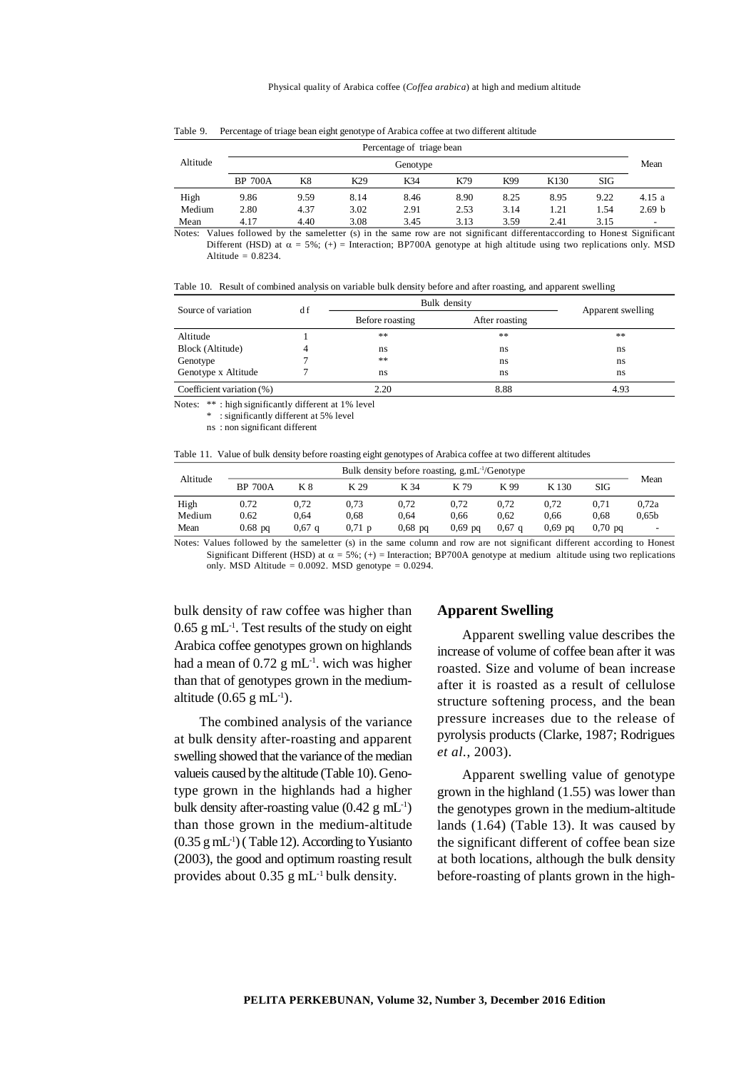Table 9. Percentage of triage bean eight genotype of Arabica coffee at two different altitude

| Altitude | Percentage of triage bean | | | | | | | | Mean |
|---|---|---|---|---|---|---|---|---|---|
| | Genotype | | | | | | | | |
| | BP 700A | K8 | K29 | K34 | K79 | K99 | K130 | SIG | |
| High | 9.86 | 9.59 | 8.14 | 8.46 | 8.90 | 8.25 | 8.95 | 9.22 | 4.15 a |
| Medium | 2.80 | 4.37 | 3.02 | 2.91 | 2.53 | 3.14 | 1.21 | 1.54 | 2.69 b |
| Mean | 4.17 | 4.40 | 3.08 | 3.45 | 3.13 | 3.59 | 2.41 | 3.15 | - |

Notes: Values followed by the sameletter (s) in the same row are not significant differentaccording to Honest Significant Different (HSD) at $\alpha$ = 5%; (+) = Interaction; BP700A genotype at high altitude using two replications only. MSD Altitude = 0.8234.

Table 10. Result of combined analysis on variable bulk density before and after roasting, and apparent swelling

| Source of variation | d f | Bulk density | | Apparent swelling |
|---|---|---|---|---|
| | | Before roasting | After roasting | |
| Altitude | 1 | ** | ** | ** |
| Block (Altitude) | 4 | ns | ns | ns |
| Genotype | 7 | ** | ns | ns |
| Genotype x Altitude | 7 | ns | ns | ns |
| Coefficient variation (%) | | 2.20 | 8.88 | 4.93 |

Notes: ** : high significantly different at 1% level
\* : significantly different at 5% level
ns : non significant different

Table 11. Value of bulk density before roasting eight genotypes of Arabica coffee at two different altitudes

| Altitude | Bulk density before roasting, g.mL$^{-1}$/Genotype | | | | | | | | Mean |
|---|---|---|---|---|---|---|---|---|---|
| | BP 700A | K 8 | K 29 | K 34 | K 79 | K 99 | K 130 | SIG | |
| High | 0.72 | 0,72 | 0,73 | 0,72 | 0,72 | 0,72 | 0,72 | 0,71 | 0,72a |
| Medium | 0.62 | 0,64 | 0,68 | 0,64 | 0,66 | 0,62 | 0,66 | 0,68 | 0,65b |
| Mean | 0.68 pq | 0,67 q | 0,71 p | 0,68 pq | 0,69 pq | 0,67 q | 0,69 pq | 0,70 pq | - |

Notes: Values followed by the sameletter (s) in the same column and row are not significant different according to Honest Significant Different (HSD) at $\alpha$ = 5%; (+) = Interaction; BP700A genotype at medium altitude using two replications only. MSD Altitude = 0.0092. MSD genotype = 0.0294.

bulk density of raw coffee was higher than 0.65 g mL$^{-1}$. Test results of the study on eight Arabica coffee genotypes grown on highlands had a mean of 0.72 g mL$^{-1}$. wich was higher than that of genotypes grown in the medium-altitude (0.65 g mL$^{-1}$).

The combined analysis of the variance at bulk density after-roasting and apparent swelling showed that the variance of the median valueis caused by the altitude (Table 10). Genotype grown in the highlands had a higher bulk density after-roasting value (0.42 g mL$^{-1}$) than those grown in the medium-altitude (0.35 g mL$^{-1}$) ( Table 12). According to Yusianto (2003), the good and optimum roasting result provides about 0.35 g mL$^{-1}$ bulk density.

## Apparent Swelling

Apparent swelling value describes the increase of volume of coffee bean after it was roasted. Size and volume of bean increase after it is roasted as a result of cellulose structure softening process, and the bean pressure increases due to the release of pyrolysis products (Clarke, 1987; Rodrigues *et al.*, 2003).

Apparent swelling value of genotype grown in the highland (1.55) was lower than the genotypes grown in the medium-altitude lands (1.64) (Table 13). It was caused by the significant different of coffee bean size at both locations, although the bulk density before-roasting of plants grown in the high-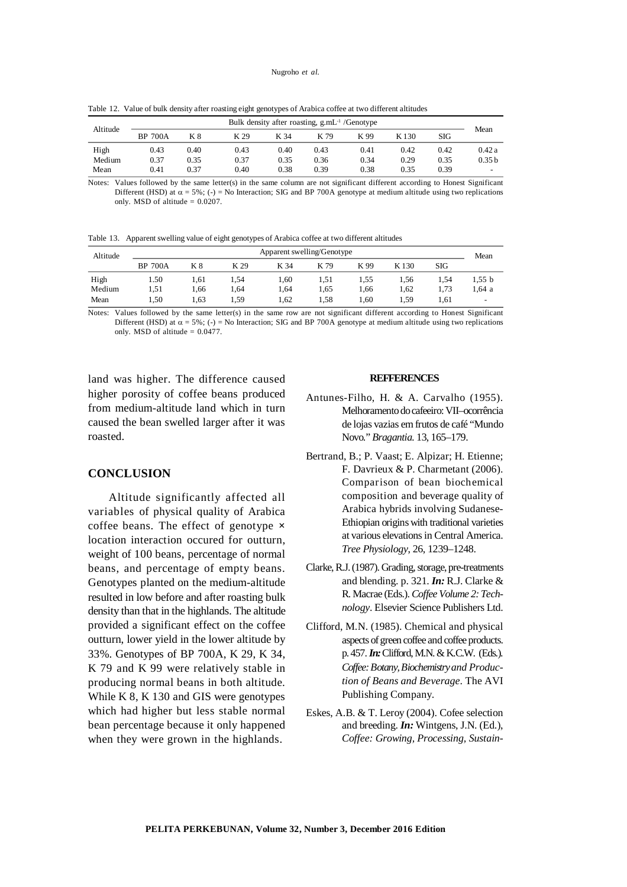Table 12. Value of bulk density after roasting eight genotypes of Arabica coffee at two different altitudes

| Altitude | Bulk density after roasting, g.mL$^{-1}$ /Genotype | | | | | | | | Mean |
|---|---|---|---|---|---|---|---|---|---|
| | BP 700A | K 8 | K 29 | K 34 | K 79 | K 99 | K 130 | SIG | |
| High | 0.43 | 0.40 | 0.43 | 0.40 | 0.43 | 0.41 | 0.42 | 0.42 | 0.42 a |
| Medium | 0.37 | 0.35 | 0.37 | 0.35 | 0.36 | 0.34 | 0.29 | 0.35 | 0.35 b |
| Mean | 0.41 | 0.37 | 0.40 | 0.38 | 0.39 | 0.38 | 0.35 | 0.39 | - |

Notes: Values followed by the same letter(s) in the same column are not significant different according to Honest Significant Different (HSD) at $\alpha$ = 5%; (-) = No Interaction; SIG and BP 700A genotype at medium altitude using two replications only. MSD of altitude = 0.0207.

Table 13. Apparent swelling value of eight genotypes of Arabica coffee at two different altitudes

| Altitude | Apparent swelling/Genotype | | | | | | | | Mean |
|---|---|---|---|---|---|---|---|---|---|
| | BP 700A | K 8 | K 29 | K 34 | K 79 | K 99 | K 130 | SIG | |
| High | 1.50 | 1,61 | 1,54 | 1,60 | 1,51 | 1,55 | 1,56 | 1,54 | 1,55 b |
| Medium | 1,51 | 1,66 | 1,64 | 1,64 | 1,65 | 1,66 | 1,62 | 1,73 | 1,64 a |
| Mean | 1,50 | 1,63 | 1,59 | 1,62 | 1,58 | 1,60 | 1,59 | 1,61 | - |

Notes: Values followed by the same letter(s) in the same row are not significant different according to Honest Significant Different (HSD) at $\alpha$ = 5%; (-) = No Interaction; SIG and BP 700A genotype at medium altitude using two replications only. MSD of altitude = 0.0477.

land was higher. The difference caused higher porosity of coffee beans produced from medium-altitude land which in turn caused the bean swelled larger after it was roasted.

## CONCLUSION

Altitude significantly affected all variables of physical quality of Arabica coffee beans. The effect of genotype × location interaction occured for outturn, weight of 100 beans, percentage of normal beans, and percentage of empty beans. Genotypes planted on the medium-altitude resulted in low before and after roasting bulk density than that in the highlands. The altitude provided a significant effect on the coffee outturn, lower yield in the lower altitude by 33%. Genotypes of BP 700A, K 29, K 34, K 79 and K 99 were relatively stable in producing normal beans in both altitude. While K 8, K 130 and GIS were genotypes which had higher but less stable normal bean percentage because it only happened when they were grown in the highlands.

## REFFERENCES

Antunes-Filho, H. & A. Carvalho (1955). Melhoramento do cafeeiro: VII–ocorrência de lojas vazias em frutos de café "Mundo Novo." *Bragantia.* 13, 165–179.

Bertrand, B.; P. Vaast; E. Alpizar; H. Etienne; F. Davrieux & P. Charmetant (2006). Comparison of bean biochemical composition and beverage quality of Arabica hybrids involving Sudanese-Ethiopian origins with traditional varieties at various elevations in Central America. *Tree Physiology,* 26, 1239–1248.

Clarke, R.J. (1987). Grading, storage, pre-treatments and blending. p. 321. ***In:*** R.J. Clarke & R. Macrae (Eds.). *Coffee Volume 2: Technology*. Elsevier Science Publishers Ltd.

Clifford, M.N. (1985). Chemical and physical aspects of green coffee and coffee products. p. 457. ***In:*** Clifford, M.N. & K.C.W. (Eds.). *Coffee: Botany, Biochemistry and Production of Beans and Beverage*. The AVI Publishing Company.

Eskes, A.B. & T. Leroy (2004). Cofee selection and breeding. ***In:*** Wintgens, J.N. (Ed.), *Coffee: Growing, Processing, Sustain-*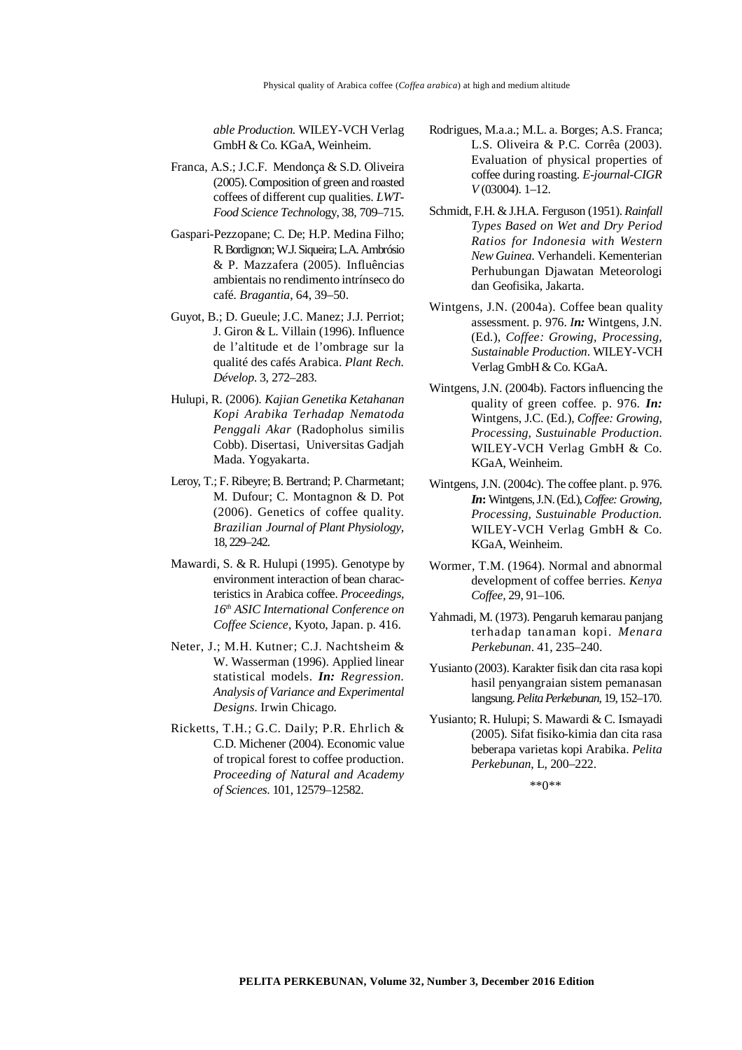*able Production.* WILEY-VCH Verlag GmbH & Co. KGaA, Weinheim.

Franca, A.S.; J.C.F. Mendonça & S.D. Oliveira (2005). Composition of green and roasted coffees of different cup qualities. *LWT-Food Science Technol*ogy, 38, 709–715.

Gaspari-Pezzopane; C. De; H.P. Medina Filho; R. Bordignon; W.J. Siqueira; L.A. Ambrósio & P. Mazzafera (2005). Influências ambientais no rendimento intrínseco do café. *Bragantia*, 64, 39–50.

Guyot, B.; D. Gueule; J.C. Manez; J.J. Perriot; J. Giron & L. Villain (1996). Influence de l'altitude et de l'ombrage sur la qualité des cafés Arabica. *Plant Rech. Dévelop.* 3, 272–283.

Hulupi, R. (2006). *Kajian Genetika Ketahanan Kopi Arabika Terhadap Nematoda Penggali Akar* (Radopholus similis Cobb). Disertasi, Universitas Gadjah Mada. Yogyakarta.

Leroy, T.; F. Ribeyre; B. Bertrand; P. Charmetant; M. Dufour; C. Montagnon & D. Pot (2006). Genetics of coffee quality. *Brazilian Journal of Plant Physiology*, 18, 229–242.

Mawardi, S. & R. Hulupi (1995). Genotype by environment interaction of bean characteristics in Arabica coffee. *Proceedings, 16th ASIC International Conference on Coffee Science*, Kyoto, Japan. p. 416.

Neter, J.; M.H. Kutner; C.J. Nachtsheim & W. Wasserman (1996). Applied linear statistical models. ***In:*** *Regression. Analysis of Variance and Experimental Designs.* Irwin Chicago.

Ricketts, T.H.; G.C. Daily; P.R. Ehrlich & C.D. Michener (2004). Economic value of tropical forest to coffee production. *Proceeding of Natural and Academy of Sciences.* 101, 12579–12582.

Rodrigues, M.a.a.; M.L. a. Borges; A.S. Franca; L.S. Oliveira & P.C. Corrêa (2003). Evaluation of physical properties of coffee during roasting. *E-journal-CIGR V* (03004). 1–12.

Schmidt, F.H. & J.H.A. Ferguson (1951). *Rainfall Types Based on Wet and Dry Period Ratios for Indonesia with Western New Guinea.* Verhandeli. Kementerian Perhubungan Djawatan Meteorologi dan Geofisika, Jakarta.

Wintgens, J.N. (2004a). Coffee bean quality assessment. p. 976. ***In:*** Wintgens, J.N. (Ed.), *Coffee: Growing, Processing, Sustainable Production*. WILEY-VCH Verlag GmbH & Co. KGaA.

Wintgens, J.N. (2004b). Factors influencing the quality of green coffee. p. 976. ***In:*** Wintgens, J.C. (Ed.), *Coffee: Growing, Processing, Sustuinable Production.* WILEY-VCH Verlag GmbH & Co. KGaA, Weinheim.

Wintgens, J.N. (2004c). The coffee plant. p. 976. ***In*:** Wintgens, J.N. (Ed.), *Coffee: Growing, Processing, Sustuinable Production.* WILEY-VCH Verlag GmbH & Co. KGaA, Weinheim.

Wormer, T.M. (1964). Normal and abnormal development of coffee berries. *Kenya Coffee*, 29, 91–106.

Yahmadi, M. (1973). Pengaruh kemarau panjang terhadap tanaman kopi. *Menara Perkebunan*. 41, 235–240.

Yusianto (2003). Karakter fisik dan cita rasa kopi hasil penyangraian sistem pemanasan langsung. *Pelita Perkebunan*, 19, 152–170.

Yusianto; R. Hulupi; S. Mawardi & C. Ismayadi (2005). Sifat fisiko-kimia dan cita rasa beberapa varietas kopi Arabika. *Pelita Perkebunan*, L, 200–222.

**0**